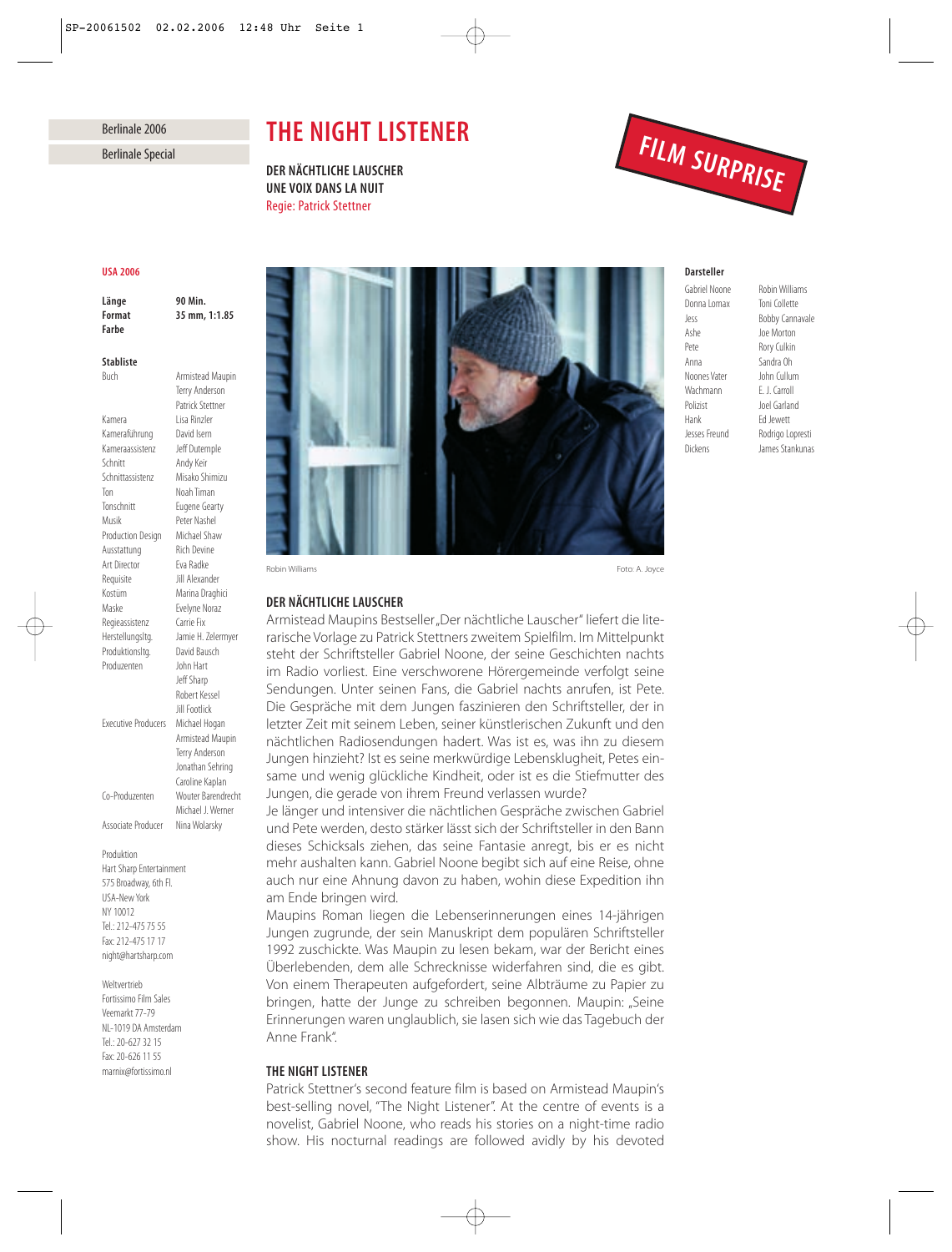Berlinale 2006

Berlinale Special

# THE NIGHT LISTENER

**DER NÄCHTLICHE LAUSCHER**
**UNE VOIX DANS LA NUIT**
Regie: Patrick Stettner

FILM SURPRISE

**USA 2006**

| | |
|---|---|
| **Länge** | **90 Min.** |
| **Format** | **35 mm, 1:1.85** |
| **Farbe** | |

**Stabliste**

| | |
|---|---|
| Buch | Armistead Maupin |
| | Terry Anderson |
| | Patrick Stettner |
| Kamera | Lisa Rinzler |
| Kameraführung | David Isern |
| Kameraassistenz | Jeff Dutemple |
| Schnitt | Andy Keir |
| Schnittassistenz | Misako Shimizu |
| Ton | Noah Timan |
| Tonschnitt | Eugene Gearty |
| Musik | Peter Nashel |
| Production Design | Michael Shaw |
| Ausstattung | Rich Devine |
| Art Director | Eva Radke |
| Requisite | Jill Alexander |
| Kostüm | Marina Draghici |
| Maske | Evelyne Noraz |
| Regieassistenz | Carrie Fix |
| Herstellungsltg. | Jamie H. Zelermyer |
| Produktionsltg. | David Bausch |
| Produzenten | John Hart |
| | Jeff Sharp |
| | Robert Kessel |
| | Jill Footlick |
| Executive Producers | Michael Hogan |
| | Armistead Maupin |
| | Terry Anderson |
| | Jonathan Sehring |
| | Caroline Kaplan |
| Co-Produzenten | Wouter Barendrecht |
| | Michael J. Werner |
| Associate Producer | Nina Wolarsky |

Produktion
Hart Sharp Entertainment
575 Broadway, 6th Fl.
USA-New York
NY 10012
Tel.: 212-475 75 55
Fax: 212-475 17 17
night@hartsharp.com

Weltvertrieb
Fortissimo Film Sales
Veemarkt 77-79
NL-1019 DA Amsterdam
Tel.: 20-627 32 15
Fax: 20-626 11 55
marnix@fortissimo.nl

Robin Williams — Foto: A. Joyce

**Darsteller**

| | |
|---|---|
| Gabriel Noone | Robin Williams |
| Donna Lomax | Toni Collette |
| Jess | Bobby Cannavale |
| Ashe | Joe Morton |
| Pete | Rory Culkin |
| Anna | Sandra Oh |
| Noones Vater | John Cullum |
| Wachmann | E. J. Carroll |
| Polizist | Joel Garland |
| Hank | Ed Jewett |
| Jesses Freund | Rodrigo Lopresti |
| Dickens | James Stankunas |

## DER NÄCHTLICHE LAUSCHER

Armistead Maupins Bestseller „Der nächtliche Lauscher" liefert die literarische Vorlage zu Patrick Stettners zweitem Spielfilm. Im Mittelpunkt steht der Schriftsteller Gabriel Noone, der seine Geschichten nachts im Radio vorliest. Eine verschworene Hörergemeinde verfolgt seine Sendungen. Unter seinen Fans, die Gabriel nachts anrufen, ist Pete. Die Gespräche mit dem Jungen faszinieren den Schriftsteller, der in letzter Zeit mit seinem Leben, seiner künstlerischen Zukunft und den nächtlichen Radiosendungen hadert. Was ist es, was ihn zu diesem Jungen hinzieht? Ist es seine merkwürdige Lebensklugheit, Petes einsame und wenig glückliche Kindheit, oder ist es die Stiefmutter des Jungen, die gerade von ihrem Freund verlassen wurde?

Je länger und intensiver die nächtlichen Gespräche zwischen Gabriel und Pete werden, desto stärker lässt sich der Schriftsteller in den Bann dieses Schicksals ziehen, das seine Fantasie anregt, bis er es nicht mehr aushalten kann. Gabriel Noone begibt sich auf eine Reise, ohne auch nur eine Ahnung davon zu haben, wohin diese Expedition ihn am Ende bringen wird.

Maupins Roman liegen die Lebenserinnerungen eines 14-jährigen Jungen zugrunde, der sein Manuskript dem populären Schriftsteller 1992 zuschickte. Was Maupin zu lesen bekam, war der Bericht eines Überlebenden, dem alle Schrecknisse widerfahren sind, die es gibt. Von einem Therapeuten aufgefordert, seine Albträume zu Papier zu bringen, hatte der Junge zu schreiben begonnen. Maupin: „Seine Erinnerungen waren unglaublich, sie lasen sich wie das Tagebuch der Anne Frank".

## THE NIGHT LISTENER

Patrick Stettner's second feature film is based on Armistead Maupin's best-selling novel, "The Night Listener". At the centre of events is a novelist, Gabriel Noone, who reads his stories on a night-time radio show. His nocturnal readings are followed avidly by his devoted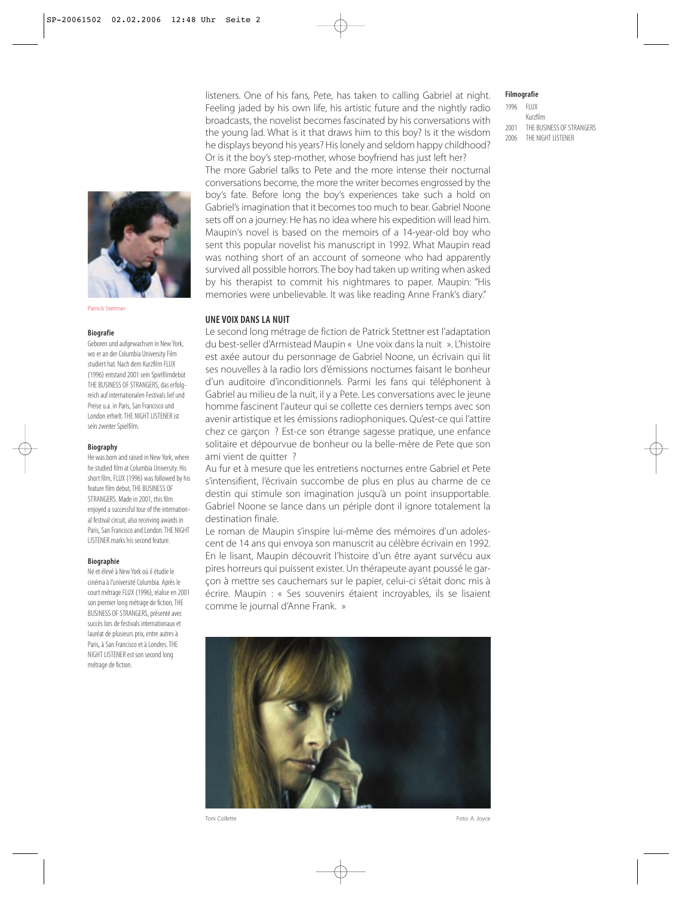listeners. One of his fans, Pete, has taken to calling Gabriel at night. Feeling jaded by his own life, his artistic future and the nightly radio broadcasts, the novelist becomes fascinated by his conversations with the young lad. What is it that draws him to this boy? Is it the wisdom he displays beyond his years? His lonely and seldom happy childhood? Or is it the boy's step-mother, whose boyfriend has just left her?

The more Gabriel talks to Pete and the more intense their nocturnal conversations become, the more the writer becomes engrossed by the boy's fate. Before long the boy's experiences take such a hold on Gabriel's imagination that it becomes too much to bear. Gabriel Noone sets off on a journey. He has no idea where his expedition will lead him. Maupin's novel is based on the memoirs of a 14-year-old boy who sent this popular novelist his manuscript in 1992. What Maupin read was nothing short of an account of someone who had apparently survived all possible horrors. The boy had taken up writing when asked by his therapist to commit his nightmares to paper. Maupin: "His memories were unbelievable. It was like reading Anne Frank's diary."

## UNE VOIX DANS LA NUIT

Le second long métrage de fiction de Patrick Stettner est l'adaptation du best-seller d'Armistead Maupin « Une voix dans la nuit ». L'histoire est axée autour du personnage de Gabriel Noone, un écrivain qui lit ses nouvelles à la radio lors d'émissions nocturnes faisant le bonheur d'un auditoire d'inconditionnels. Parmi les fans qui téléphonent à Gabriel au milieu de la nuit, il y a Pete. Les conversations avec le jeune homme fascinent l'auteur qui se collette ces derniers temps avec son avenir artistique et les émissions radiophoniques. Qu'est-ce qui l'attire chez ce garçon ? Est-ce son étrange sagesse pratique, une enfance solitaire et dépourvue de bonheur ou la belle-mère de Pete que son ami vient de quitter ?

Au fur et à mesure que les entretiens nocturnes entre Gabriel et Pete s'intensifient, l'écrivain succombe de plus en plus au charme de ce destin qui stimule son imagination jusqu'à un point insupportable. Gabriel Noone se lance dans un périple dont il ignore totalement la destination finale.

Le roman de Maupin s'inspire lui-même des mémoires d'un adolescent de 14 ans qui envoya son manuscrit au célèbre écrivain en 1992. En le lisant, Maupin découvrit l'histoire d'un être ayant survécu aux pires horreurs qui puissent exister. Un thérapeute ayant poussé le garçon à mettre ses cauchemars sur le papier, celui-ci s'était donc mis à écrire. Maupin : « Ses souvenirs étaient incroyables, ils se lisaient comme le journal d'Anne Frank. »

Toni Collette

Foto: A. Joyce

Patrick Stettner

### Biografie

Geboren und aufgewachsen in New York, wo er an der Columbia University Film studiert hat. Nach dem Kurzfilm FLUX (1996) entstand 2001 sein Spielfilmdebüt THE BUSINESS OF STRANGERS, das erfolgreich auf internationalen Festivals lief und Preise u.a. in Paris, San Francisco und London erhielt. THE NIGHT LISTENER ist sein zweiter Spielfilm.

### Biography

He was born and raised in New York, where he studied film at Columbia University. His short film, FLUX (1996) was followed by his feature film debut, THE BUSINESS OF STRANGERS. Made in 2001, this film enjoyed a successful tour of the international festival circuit, also receiving awards in Paris, San Francisco and London. THE NIGHT LISTENER marks his second feature.

### Biographie

Né et élevé à New York où il étudie le cinéma à l'université Columbia. Après le court métrage FLUX (1996), réalise en 2001 son premier long métrage de fiction, THE BUSINESS OF STRANGERS, présenté avec succès lors de festivals internationaux et lauréat de plusieurs prix, entre autres à Paris, à San Francisco et à Londres. THE NIGHT LISTENER est son second long métrage de fiction.

### Filmografie

1996 FLUX
Kurzfilm
2001 THE BUSINESS OF STRANGERS
2006 THE NIGHT LISTENER